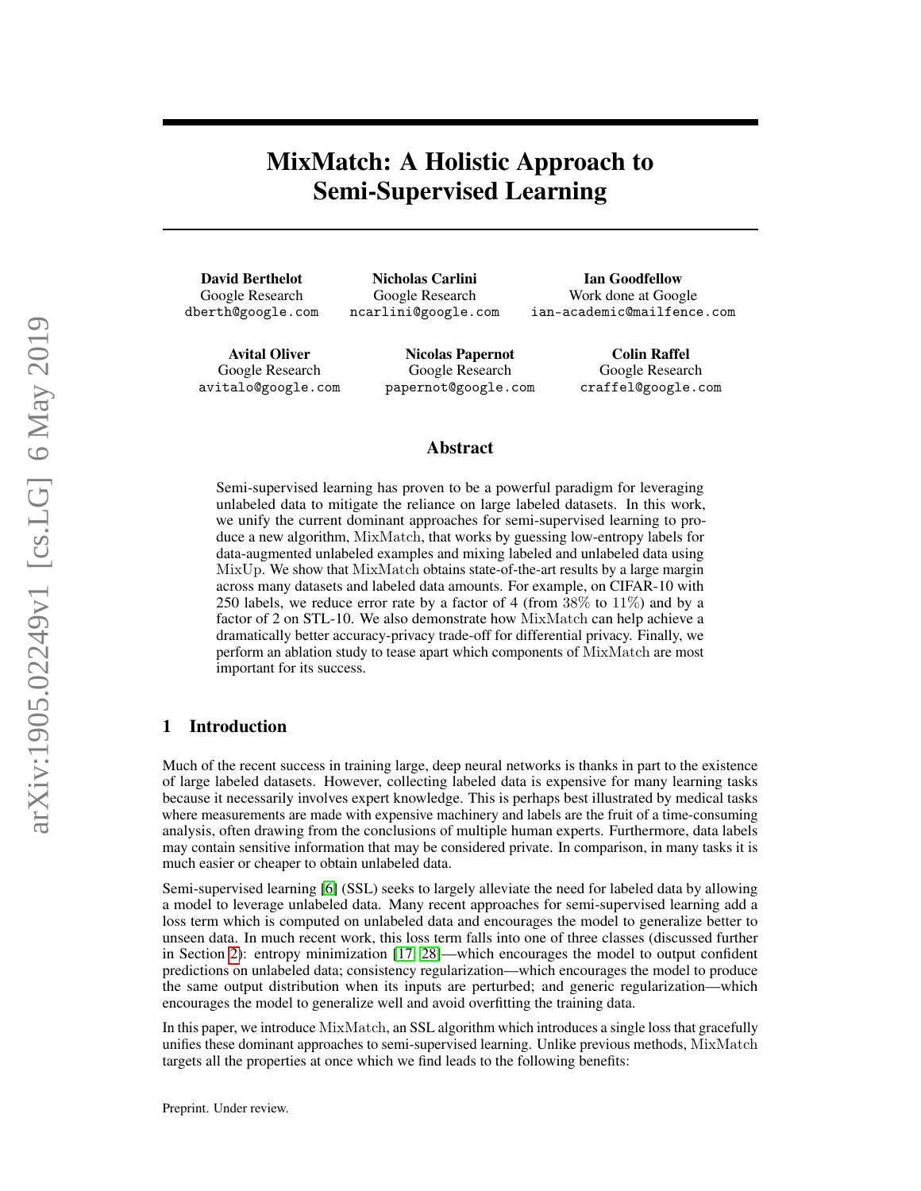# MixMatch: A Holistic Approach to Semi-Supervised Learning

**David Berthelot**
Google Research
dberth@google.com

**Nicholas Carlini**
Google Research
ncarlini@google.com

**Ian Goodfellow**
Work done at Google
ian-academic@mailfence.com

**Avital Oliver**
Google Research
avitalo@google.com

**Nicolas Papernot**
Google Research
papernot@google.com

**Colin Raffel**
Google Research
craffel@google.com

## Abstract

Semi-supervised learning has proven to be a powerful paradigm for leveraging unlabeled data to mitigate the reliance on large labeled datasets. In this work, we unify the current dominant approaches for semi-supervised learning to produce a new algorithm, MixMatch, that works by guessing low-entropy labels for data-augmented unlabeled examples and mixing labeled and unlabeled data using MixUp. We show that MixMatch obtains state-of-the-art results by a large margin across many datasets and labeled data amounts. For example, on CIFAR-10 with 250 labels, we reduce error rate by a factor of 4 (from 38% to 11%) and by a factor of 2 on STL-10. We also demonstrate how MixMatch can help achieve a dramatically better accuracy-privacy trade-off for differential privacy. Finally, we perform an ablation study to tease apart which components of MixMatch are most important for its success.

## 1 Introduction

Much of the recent success in training large, deep neural networks is thanks in part to the existence of large labeled datasets. However, collecting labeled data is expensive for many learning tasks because it necessarily involves expert knowledge. This is perhaps best illustrated by medical tasks where measurements are made with expensive machinery and labels are the fruit of a time-consuming analysis, often drawing from the conclusions of multiple human experts. Furthermore, data labels may contain sensitive information that may be considered private. In comparison, in many tasks it is much easier or cheaper to obtain unlabeled data.

Semi-supervised learning [6] (SSL) seeks to largely alleviate the need for labeled data by allowing a model to leverage unlabeled data. Many recent approaches for semi-supervised learning add a loss term which is computed on unlabeled data and encourages the model to generalize better to unseen data. In much recent work, this loss term falls into one of three classes (discussed further in Section 2): entropy minimization [17, 28]—which encourages the model to output confident predictions on unlabeled data; consistency regularization—which encourages the model to produce the same output distribution when its inputs are perturbed; and generic regularization—which encourages the model to generalize well and avoid overfitting the training data.

In this paper, we introduce MixMatch, an SSL algorithm which introduces a single loss that gracefully unifies these dominant approaches to semi-supervised learning. Unlike previous methods, MixMatch targets all the properties at once which we find leads to the following benefits:

Preprint. Under review.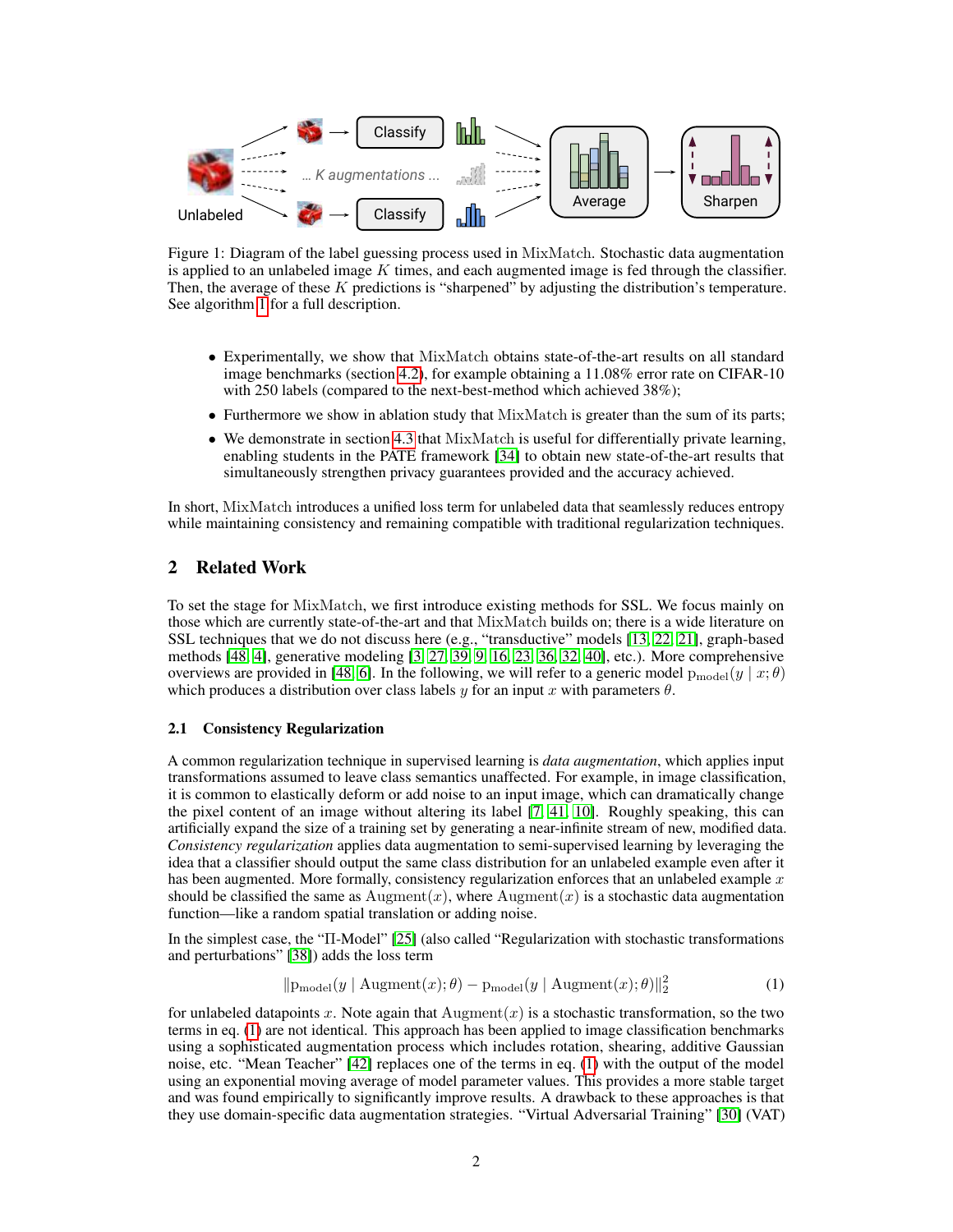Figure 1: Diagram of the label guessing process used in MixMatch. Stochastic data augmentation is applied to an unlabeled image $K$ times, and each augmented image is fed through the classifier. Then, the average of these $K$ predictions is "sharpened" by adjusting the distribution's temperature. See algorithm 1 for a full description.

- Experimentally, we show that MixMatch obtains state-of-the-art results on all standard image benchmarks (section 4.2), for example obtaining a 11.08% error rate on CIFAR-10 with 250 labels (compared to the next-best-method which achieved 38%);
- Furthermore we show in ablation study that MixMatch is greater than the sum of its parts;
- We demonstrate in section 4.3 that MixMatch is useful for differentially private learning, enabling students in the PATE framework [34] to obtain new state-of-the-art results that simultaneously strengthen privacy guarantees provided and the accuracy achieved.

In short, MixMatch introduces a unified loss term for unlabeled data that seamlessly reduces entropy while maintaining consistency and remaining compatible with traditional regularization techniques.

## 2 Related Work

To set the stage for MixMatch, we first introduce existing methods for SSL. We focus mainly on those which are currently state-of-the-art and that MixMatch builds on; there is a wide literature on SSL techniques that we do not discuss here (e.g., "transductive" models [13, 22, 21], graph-based methods [48, 4], generative modeling [3, 27, 39, 9, 16, 23, 36, 32, 40], etc.). More comprehensive overviews are provided in [48, 6]. In the following, we will refer to a generic model $\mathrm{p}_{\text{model}}(y \mid x; \theta)$ which produces a distribution over class labels $y$ for an input $x$ with parameters $\theta$.

### 2.1 Consistency Regularization

A common regularization technique in supervised learning is *data augmentation*, which applies input transformations assumed to leave class semantics unaffected. For example, in image classification, it is common to elastically deform or add noise to an input image, which can dramatically change the pixel content of an image without altering its label [7, 41, 10]. Roughly speaking, this can artificially expand the size of a training set by generating a near-infinite stream of new, modified data. *Consistency regularization* applies data augmentation to semi-supervised learning by leveraging the idea that a classifier should output the same class distribution for an unlabeled example even after it has been augmented. More formally, consistency regularization enforces that an unlabeled example $x$ should be classified the same as $\mathrm{Augment}(x)$, where $\mathrm{Augment}(x)$ is a stochastic data augmentation function—like a random spatial translation or adding noise.

In the simplest case, the "Π-Model" [25] (also called "Regularization with stochastic transformations and perturbations" [38]) adds the loss term

$$\|\mathrm{p}_{\text{model}}(y \mid \mathrm{Augment}(x); \theta) - \mathrm{p}_{\text{model}}(y \mid \mathrm{Augment}(x); \theta)\|_2^2 \tag{1}$$

for unlabeled datapoints $x$. Note again that $\mathrm{Augment}(x)$ is a stochastic transformation, so the two terms in eq. (1) are not identical. This approach has been applied to image classification benchmarks using a sophisticated augmentation process which includes rotation, shearing, additive Gaussian noise, etc. "Mean Teacher" [42] replaces one of the terms in eq. (1) with the output of the model using an exponential moving average of model parameter values. This provides a more stable target and was found empirically to significantly improve results. A drawback to these approaches is that they use domain-specific data augmentation strategies. "Virtual Adversarial Training" [30] (VAT)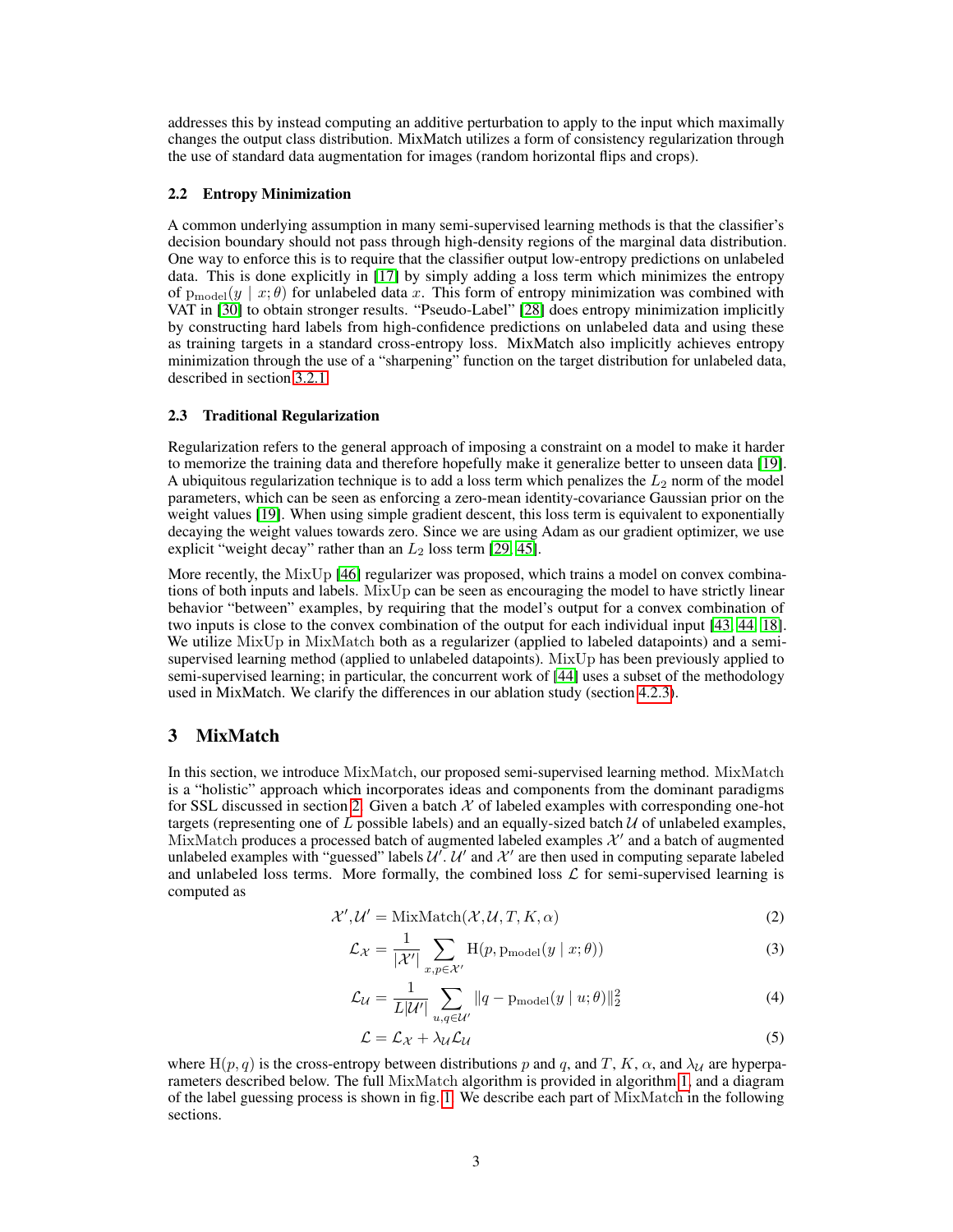addresses this by instead computing an additive perturbation to apply to the input which maximally changes the output class distribution. MixMatch utilizes a form of consistency regularization through the use of standard data augmentation for images (random horizontal flips and crops).

### 2.2 Entropy Minimization

A common underlying assumption in many semi-supervised learning methods is that the classifier's decision boundary should not pass through high-density regions of the marginal data distribution. One way to enforce this is to require that the classifier output low-entropy predictions on unlabeled data. This is done explicitly in [17] by simply adding a loss term which minimizes the entropy of $\mathrm{p}_{\mathrm{model}}(y \mid x; \theta)$ for unlabeled data $x$. This form of entropy minimization was combined with VAT in [30] to obtain stronger results. "Pseudo-Label" [28] does entropy minimization implicitly by constructing hard labels from high-confidence predictions on unlabeled data and using these as training targets in a standard cross-entropy loss. MixMatch also implicitly achieves entropy minimization through the use of a "sharpening" function on the target distribution for unlabeled data, described in section 3.2.1.

### 2.3 Traditional Regularization

Regularization refers to the general approach of imposing a constraint on a model to make it harder to memorize the training data and therefore hopefully make it generalize better to unseen data [19]. A ubiquitous regularization technique is to add a loss term which penalizes the $L_2$ norm of the model parameters, which can be seen as enforcing a zero-mean identity-covariance Gaussian prior on the weight values [19]. When using simple gradient descent, this loss term is equivalent to exponentially decaying the weight values towards zero. Since we are using Adam as our gradient optimizer, we use explicit "weight decay" rather than an $L_2$ loss term [29, 45].

More recently, the MixUp [46] regularizer was proposed, which trains a model on convex combinations of both inputs and labels. MixUp can be seen as encouraging the model to have strictly linear behavior "between" examples, by requiring that the model's output for a convex combination of two inputs is close to the convex combination of the output for each individual input [43, 44, 18]. We utilize MixUp in MixMatch both as a regularizer (applied to labeled datapoints) and a semi-supervised learning method (applied to unlabeled datapoints). MixUp has been previously applied to semi-supervised learning; in particular, the concurrent work of [44] uses a subset of the methodology used in MixMatch. We clarify the differences in our ablation study (section 4.2.3).

## 3 MixMatch

In this section, we introduce MixMatch, our proposed semi-supervised learning method. MixMatch is a "holistic" approach which incorporates ideas and components from the dominant paradigms for SSL discussed in section 2. Given a batch $\mathcal{X}$ of labeled examples with corresponding one-hot targets (representing one of $L$ possible labels) and an equally-sized batch $\mathcal{U}$ of unlabeled examples, MixMatch produces a processed batch of augmented labeled examples $\mathcal{X}'$ and a batch of augmented unlabeled examples with "guessed" labels $\mathcal{U}'$. $\mathcal{U}'$ and $\mathcal{X}'$ are then used in computing separate labeled and unlabeled loss terms. More formally, the combined loss $\mathcal{L}$ for semi-supervised learning is computed as

$$\mathcal{X}', \mathcal{U}' = \mathrm{MixMatch}(\mathcal{X}, \mathcal{U}, T, K, \alpha) \tag{2}$$

$$\mathcal{L}_{\mathcal{X}} = \frac{1}{|\mathcal{X}'|} \sum_{x, p \in \mathcal{X}'} \mathrm{H}(p, \mathrm{p}_{\mathrm{model}}(y \mid x; \theta)) \tag{3}$$

$$\mathcal{L}_{\mathcal{U}} = \frac{1}{L|\mathcal{U}'|} \sum_{u, q \in \mathcal{U}'} \| q - \mathrm{p}_{\mathrm{model}}(y \mid u; \theta) \|_2^2 \tag{4}$$

$$\mathcal{L} = \mathcal{L}_{\mathcal{X}} + \lambda_{\mathcal{U}} \mathcal{L}_{\mathcal{U}} \tag{5}$$

where $\mathrm{H}(p, q)$ is the cross-entropy between distributions $p$ and $q$, and $T$, $K$, $\alpha$, and $\lambda_{\mathcal{U}}$ are hyperparameters described below. The full MixMatch algorithm is provided in algorithm 1, and a diagram of the label guessing process is shown in fig. 1. We describe each part of MixMatch in the following sections.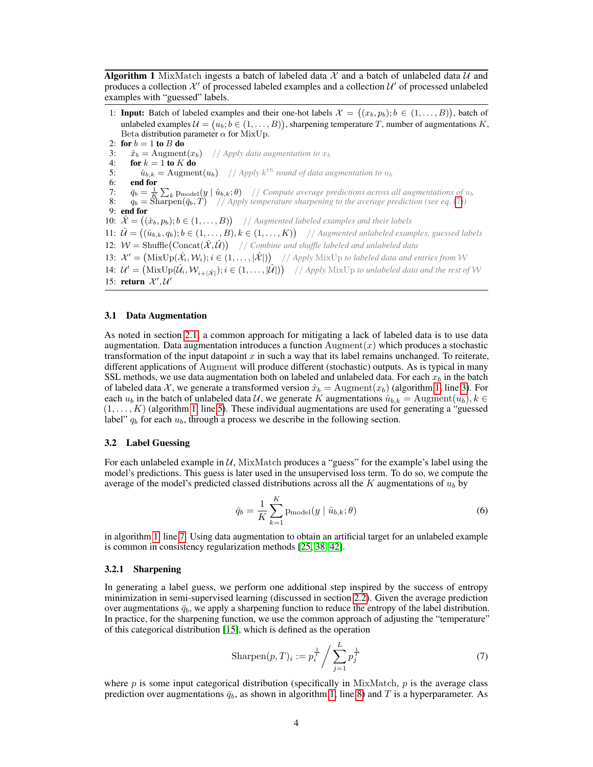**Algorithm 1** MixMatch ingests a batch of labeled data $\mathcal{X}$ and a batch of unlabeled data $\mathcal{U}$ and produces a collection $\mathcal{X}'$ of processed labeled examples and a collection $\mathcal{U}'$ of processed unlabeled examples with "guessed" labels.

```
1: Input: Batch of labeled examples and their one-hot labels X = ((x_b, p_b); b ∈ (1, ..., B)), batch of
   unlabeled examples U = (u_b; b ∈ (1, ..., B)), sharpening temperature T, number of augmentations K,
   Beta distribution parameter α for MixUp.
2: for b = 1 to B do
3:    x̂_b = Augment(x_b)   // Apply data augmentation to x_b
4:    for k = 1 to K do
5:       û_{b,k} = Augment(u_b)   // Apply k^th round of data augmentation to u_b
6:    end for
7:    q̄_b = (1/K) Σ_k p_model(y | û_{b,k}; θ)   // Compute average predictions across all augmentations of u_b
8:    q_b = Sharpen(q̄_b, T)   // Apply temperature sharpening to the average prediction (see eq. (7))
9: end for
10: X̂ = ((x̂_b, p_b); b ∈ (1, ..., B))   // Augmented labeled examples and their labels
11: Û = ((û_{b,k}, q_b); b ∈ (1, ..., B), k ∈ (1, ..., K))   // Augmented unlabeled examples, guessed labels
12: W = Shuffle(Concat(X̂, Û))   // Combine and shuffle labeled and unlabeled data
13: X' = (MixUp(X̂_i, W_i); i ∈ (1, ..., |X̂|))   // Apply MixUp to labeled data and entries from W
14: U' = (MixUp(Û_i, W_{i+|X̂|}); i ∈ (1, ..., |Û|))   // Apply MixUp to unlabeled data and the rest of W
15: return X', U'
```

### 3.1 Data Augmentation

As noted in section 2.1, a common approach for mitigating a lack of labeled data is to use data augmentation. Data augmentation introduces a function $\text{Augment}(x)$ which produces a stochastic transformation of the input datapoint $x$ in such a way that its label remains unchanged. To reiterate, different applications of Augment will produce different (stochastic) outputs. As is typical in many SSL methods, we use data augmentation both on labeled and unlabeled data. For each $x_b$ in the batch of labeled data $\mathcal{X}$, we generate a transformed version $\hat{x}_b = \text{Augment}(x_b)$ (algorithm 1, line 3). For each $u_b$ in the batch of unlabeled data $\mathcal{U}$, we generate $K$ augmentations $\hat{u}_{b,k} = \text{Augment}(u_b), k \in (1, \dots, K)$ (algorithm 1, line 5). These individual augmentations are used for generating a "guessed label" $q_b$ for each $u_b$, through a process we describe in the following section.

### 3.2 Label Guessing

For each unlabeled example in $\mathcal{U}$, MixMatch produces a "guess" for the example's label using the model's predictions. This guess is later used in the unsupervised loss term. To do so, we compute the average of the model's predicted classed distributions across all the $K$ augmentations of $u_b$ by

$$\bar{q}_b = \frac{1}{K} \sum_{k=1}^{K} \mathrm{p}_{\text{model}}(y \mid \hat{u}_{b,k}; \theta) \tag{6}$$

in algorithm 1, line 7. Using data augmentation to obtain an artificial target for an unlabeled example is common in consistency regularization methods [25, 38, 42].

#### 3.2.1 Sharpening

In generating a label guess, we perform one additional step inspired by the success of entropy minimization in semi-supervised learning (discussed in section 2.2). Given the average prediction over augmentations $\bar{q}_b$, we apply a sharpening function to reduce the entropy of the label distribution. In practice, for the sharpening function, we use the common approach of adjusting the "temperature" of this categorical distribution [15], which is defined as the operation

$$\text{Sharpen}(p, T)_i := p_i^{\frac{1}{T}} \bigg/ \sum_{j=1}^{L} p_j^{\frac{1}{T}} \tag{7}$$

where $p$ is some input categorical distribution (specifically in MixMatch, $p$ is the average class prediction over augmentations $\bar{q}_b$, as shown in algorithm 1, line 8) and $T$ is a hyperparameter. As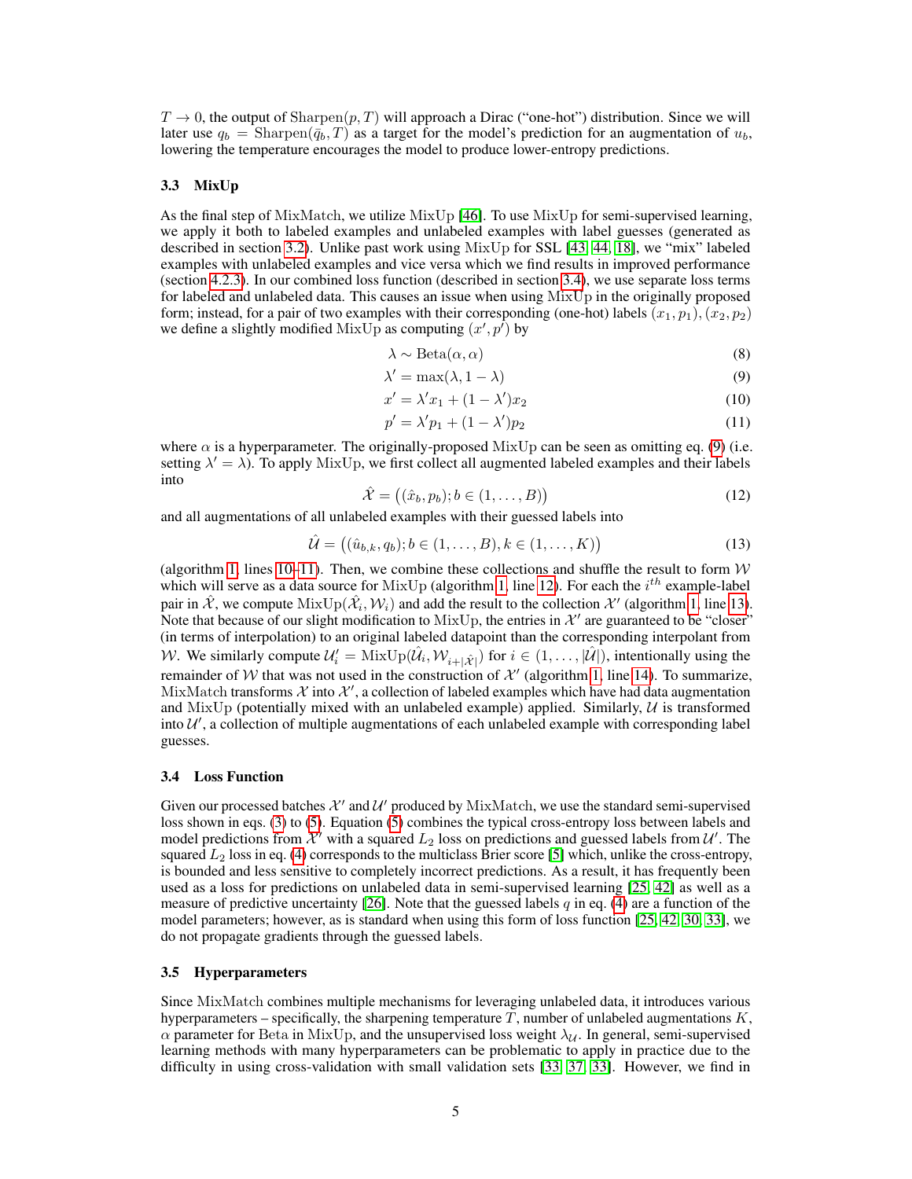$T \to 0$, the output of $\mathrm{Sharpen}(p, T)$ will approach a Dirac ("one-hot") distribution. Since we will later use $q_b = \mathrm{Sharpen}(\bar{q}_b, T)$ as a target for the model's prediction for an augmentation of $u_b$, lowering the temperature encourages the model to produce lower-entropy predictions.

### 3.3 MixUp

As the final step of MixMatch, we utilize MixUp [46]. To use MixUp for semi-supervised learning, we apply it both to labeled examples and unlabeled examples with label guesses (generated as described in section 3.2). Unlike past work using MixUp for SSL [43, 44, 18], we "mix" labeled examples with unlabeled examples and vice versa which we find results in improved performance (section 4.2.3). In our combined loss function (described in section 3.4), we use separate loss terms for labeled and unlabeled data. This causes an issue when using MixUp in the originally proposed form; instead, for a pair of two examples with their corresponding (one-hot) labels $(x_1, p_1), (x_2, p_2)$ we define a slightly modified MixUp as computing $(x', p')$ by

$$\lambda \sim \mathrm{Beta}(\alpha, \alpha) \tag{8}$$

$$\lambda' = \max(\lambda, 1 - \lambda) \tag{9}$$

$$x' = \lambda' x_1 + (1 - \lambda') x_2 \tag{10}$$

$$p' = \lambda' p_1 + (1 - \lambda') p_2 \tag{11}$$

where $\alpha$ is a hyperparameter. The originally-proposed MixUp can be seen as omitting eq. (9) (i.e. setting $\lambda' = \lambda$). To apply MixUp, we first collect all augmented labeled examples and their labels into

$$\hat{\mathcal{X}} = \big((\hat{x}_b, p_b); b \in (1, \dots, B)\big) \tag{12}$$

and all augmentations of all unlabeled examples with their guessed labels into

$$\hat{\mathcal{U}} = \big((\hat{u}_{b,k}, q_b); b \in (1, \dots, B), k \in (1, \dots, K)\big) \tag{13}$$

(algorithm 1, lines 10–11). Then, we combine these collections and shuffle the result to form $\mathcal{W}$ which will serve as a data source for MixUp (algorithm 1, line 12). For each the $i^{th}$ example-label pair in $\hat{\mathcal{X}}$, we compute $\mathrm{MixUp}(\hat{\mathcal{X}}_i, \mathcal{W}_i)$ and add the result to the collection $\mathcal{X}'$ (algorithm 1, line 13). Note that because of our slight modification to MixUp, the entries in $\mathcal{X}'$ are guaranteed to be "closer" (in terms of interpolation) to an original labeled datapoint than the corresponding interpolant from $\mathcal{W}$. We similarly compute $\mathcal{U}'_i = \mathrm{MixUp}(\hat{\mathcal{U}}_i, \mathcal{W}_{i+|\hat{\mathcal{X}}|})$ for $i \in (1, \dots, |\hat{\mathcal{U}}|)$, intentionally using the remainder of $\mathcal{W}$ that was not used in the construction of $\mathcal{X}'$ (algorithm 1, line 14). To summarize, MixMatch transforms $\mathcal{X}$ into $\mathcal{X}'$, a collection of labeled examples which have had data augmentation and MixUp (potentially mixed with an unlabeled example) applied. Similarly, $\mathcal{U}$ is transformed into $\mathcal{U}'$, a collection of multiple augmentations of each unlabeled example with corresponding label guesses.

### 3.4 Loss Function

Given our processed batches $\mathcal{X}'$ and $\mathcal{U}'$ produced by MixMatch, we use the standard semi-supervised loss shown in eqs. (3) to (5). Equation (5) combines the typical cross-entropy loss between labels and model predictions from $\mathcal{X}'$ with a squared $L_2$ loss on predictions and guessed labels from $\mathcal{U}'$. The squared $L_2$ loss in eq. (4) corresponds to the multiclass Brier score [5] which, unlike the cross-entropy, is bounded and less sensitive to completely incorrect predictions. As a result, it has frequently been used as a loss for predictions on unlabeled data in semi-supervised learning [25, 42] as well as a measure of predictive uncertainty [26]. Note that the guessed labels $q$ in eq. (4) are a function of the model parameters; however, as is standard when using this form of loss function [25, 42, 30, 33], we do not propagate gradients through the guessed labels.

### 3.5 Hyperparameters

Since MixMatch combines multiple mechanisms for leveraging unlabeled data, it introduces various hyperparameters – specifically, the sharpening temperature $T$, number of unlabeled augmentations $K$, $\alpha$ parameter for Beta in MixUp, and the unsupervised loss weight $\lambda_{\mathcal{U}}$. In general, semi-supervised learning methods with many hyperparameters can be problematic to apply in practice due to the difficulty in using cross-validation with small validation sets [33, 37, 33]. However, we find in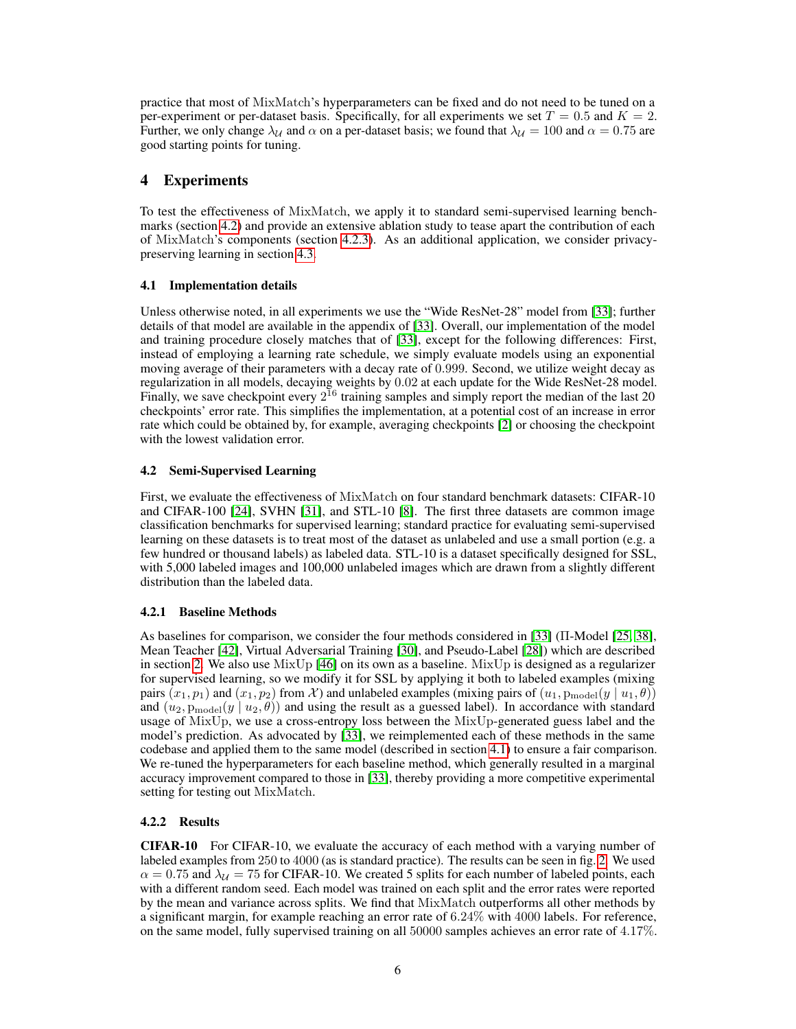practice that most of MixMatch's hyperparameters can be fixed and do not need to be tuned on a per-experiment or per-dataset basis. Specifically, for all experiments we set $T = 0.5$ and $K = 2$. Further, we only change $\lambda_{\mathcal{U}}$ and $\alpha$ on a per-dataset basis; we found that $\lambda_{\mathcal{U}} = 100$ and $\alpha = 0.75$ are good starting points for tuning.

# 4 Experiments

To test the effectiveness of MixMatch, we apply it to standard semi-supervised learning benchmarks (section 4.2) and provide an extensive ablation study to tease apart the contribution of each of MixMatch's components (section 4.2.3). As an additional application, we consider privacy-preserving learning in section 4.3.

## 4.1 Implementation details

Unless otherwise noted, in all experiments we use the "Wide ResNet-28" model from [33]; further details of that model are available in the appendix of [33]. Overall, our implementation of the model and training procedure closely matches that of [33], except for the following differences: First, instead of employing a learning rate schedule, we simply evaluate models using an exponential moving average of their parameters with a decay rate of $0.999$. Second, we utilize weight decay as regularization in all models, decaying weights by $0.02$ at each update for the Wide ResNet-28 model. Finally, we save checkpoint every $2^{16}$ training samples and simply report the median of the last 20 checkpoints' error rate. This simplifies the implementation, at a potential cost of an increase in error rate which could be obtained by, for example, averaging checkpoints [2] or choosing the checkpoint with the lowest validation error.

## 4.2 Semi-Supervised Learning

First, we evaluate the effectiveness of MixMatch on four standard benchmark datasets: CIFAR-10 and CIFAR-100 [24], SVHN [31], and STL-10 [8]. The first three datasets are common image classification benchmarks for supervised learning; standard practice for evaluating semi-supervised learning on these datasets is to treat most of the dataset as unlabeled and use a small portion (e.g. a few hundred or thousand labels) as labeled data. STL-10 is a dataset specifically designed for SSL, with 5,000 labeled images and 100,000 unlabeled images which are drawn from a slightly different distribution than the labeled data.

### 4.2.1 Baseline Methods

As baselines for comparison, we consider the four methods considered in [33] (Π-Model [25, 38], Mean Teacher [42], Virtual Adversarial Training [30], and Pseudo-Label [28]) which are described in section 2. We also use MixUp [46] on its own as a baseline. MixUp is designed as a regularizer for supervised learning, so we modify it for SSL by applying it both to labeled examples (mixing pairs $(x_1, p_1)$ and $(x_1, p_2)$ from $\mathcal{X}$) and unlabeled examples (mixing pairs of $(u_1, \mathrm{p}_{\text{model}}(y \mid u_1, \theta))$ and $(u_2, \mathrm{p}_{\text{model}}(y \mid u_2, \theta))$ and using the result as a guessed label). In accordance with standard usage of MixUp, we use a cross-entropy loss between the MixUp-generated guess label and the model's prediction. As advocated by [33], we reimplemented each of these methods in the same codebase and applied them to the same model (described in section 4.1) to ensure a fair comparison. We re-tuned the hyperparameters for each baseline method, which generally resulted in a marginal accuracy improvement compared to those in [33], thereby providing a more competitive experimental setting for testing out MixMatch.

### 4.2.2 Results

**CIFAR-10** For CIFAR-10, we evaluate the accuracy of each method with a varying number of labeled examples from 250 to $4000$ (as is standard practice). The results can be seen in fig. 2. We used $\alpha = 0.75$ and $\lambda_{\mathcal{U}} = 75$ for CIFAR-10. We created 5 splits for each number of labeled points, each with a different random seed. Each model was trained on each split and the error rates were reported by the mean and variance across splits. We find that MixMatch outperforms all other methods by a significant margin, for example reaching an error rate of $6.24\%$ with $4000$ labels. For reference, on the same model, fully supervised training on all $50000$ samples achieves an error rate of $4.17\%$.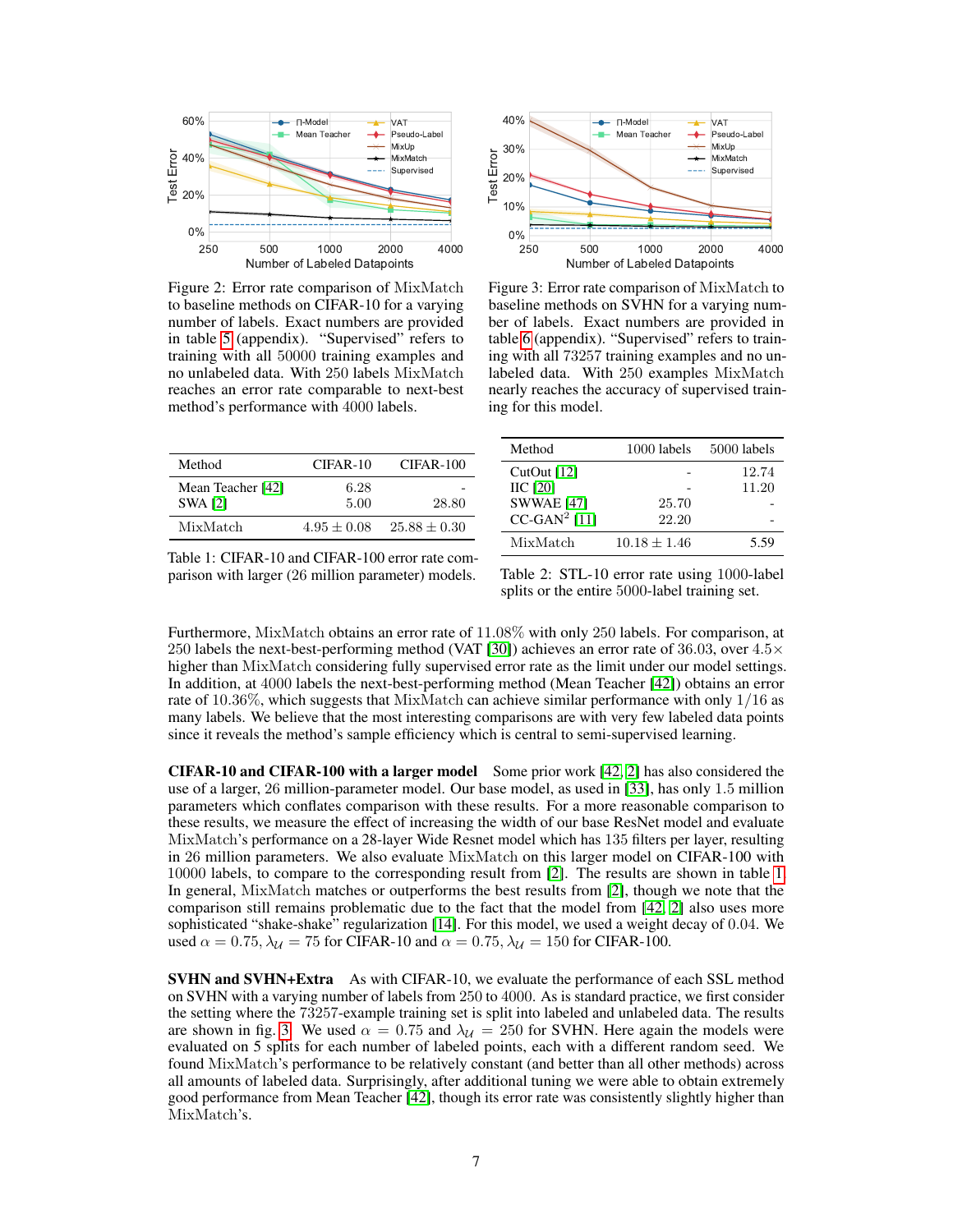Figure 2: Error rate comparison of MixMatch to baseline methods on CIFAR-10 for a varying number of labels. Exact numbers are provided in table 5 (appendix). "Supervised" refers to training with all 50000 training examples and no unlabeled data. With 250 labels MixMatch reaches an error rate comparable to next-best method's performance with 4000 labels.

Figure 3: Error rate comparison of MixMatch to baseline methods on SVHN for a varying number of labels. Exact numbers are provided in table 6 (appendix). "Supervised" refers to training with all 73257 training examples and no unlabeled data. With 250 examples MixMatch nearly reaches the accuracy of supervised training for this model.

| Method | CIFAR-10 | CIFAR-100 |
|---|---|---|
| Mean Teacher [42] | 6.28 | - |
| SWA [2] | 5.00 | 28.80 |
| MixMatch | $4.95 \pm 0.08$ | $25.88 \pm 0.30$ |

Table 1: CIFAR-10 and CIFAR-100 error rate comparison with larger (26 million parameter) models.

| Method | 1000 labels | 5000 labels |
|---|---|---|
| CutOut [12] | - | 12.74 |
| IIC [20] | - | 11.20 |
| SWWAE [47] | 25.70 | - |
| CC-GAN² [11] | 22.20 | - |
| MixMatch | $10.18 \pm 1.46$ | 5.59 |

Table 2: STL-10 error rate using 1000-label splits or the entire 5000-label training set.

Furthermore, MixMatch obtains an error rate of 11.08% with only 250 labels. For comparison, at 250 labels the next-best-performing method (VAT [30]) achieves an error rate of 36.03, over $4.5\times$ higher than MixMatch considering fully supervised error rate as the limit under our model settings. In addition, at 4000 labels the next-best-performing method (Mean Teacher [42]) obtains an error rate of 10.36%, which suggests that MixMatch can achieve similar performance with only $1/16$ as many labels. We believe that the most interesting comparisons are with very few labeled data points since it reveals the method's sample efficiency which is central to semi-supervised learning.

**CIFAR-10 and CIFAR-100 with a larger model** Some prior work [42, 2] has also considered the use of a larger, 26 million-parameter model. Our base model, as used in [33], has only 1.5 million parameters which conflates comparison with these results. For a more reasonable comparison to these results, we measure the effect of increasing the width of our base ResNet model and evaluate MixMatch's performance on a 28-layer Wide Resnet model which has 135 filters per layer, resulting in 26 million parameters. We also evaluate MixMatch on this larger model on CIFAR-100 with 10000 labels, to compare to the corresponding result from [2]. The results are shown in table 1. In general, MixMatch matches or outperforms the best results from [2], though we note that the comparison still remains problematic due to the fact that the model from [42, 2] also uses more sophisticated "shake-shake" regularization [14]. For this model, we used a weight decay of 0.04. We used $\alpha = 0.75, \lambda_{\mathcal{U}} = 75$ for CIFAR-10 and $\alpha = 0.75, \lambda_{\mathcal{U}} = 150$ for CIFAR-100.

**SVHN and SVHN+Extra** As with CIFAR-10, we evaluate the performance of each SSL method on SVHN with a varying number of labels from 250 to 4000. As is standard practice, we first consider the setting where the 73257-example training set is split into labeled and unlabeled data. The results are shown in fig. 3. We used $\alpha = 0.75$ and $\lambda_{\mathcal{U}} = 250$ for SVHN. Here again the models were evaluated on 5 splits for each number of labeled points, each with a different random seed. We found MixMatch's performance to be relatively constant (and better than all other methods) across all amounts of labeled data. Surprisingly, after additional tuning we were able to obtain extremely good performance from Mean Teacher [42], though its error rate was consistently slightly higher than MixMatch's.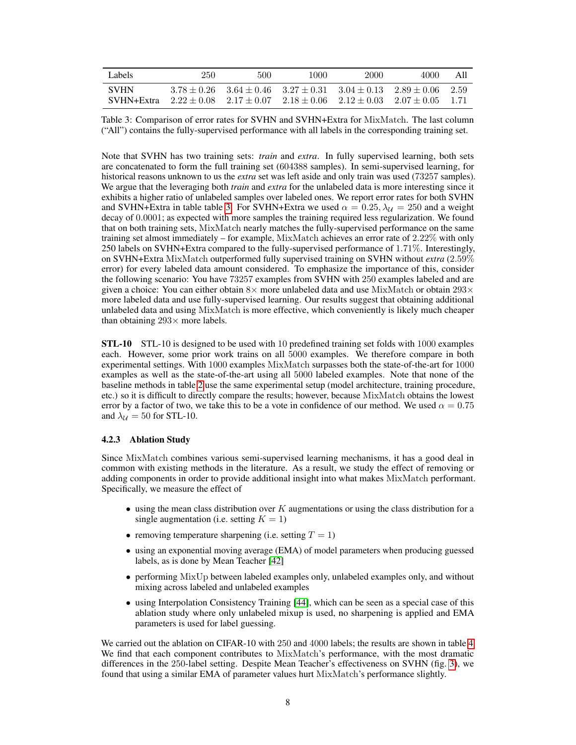| Labels | 250 | 500 | 1000 | 2000 | 4000 | All |
|---|---|---|---|---|---|---|
| SVHN | $3.78 \pm 0.26$ | $3.64 \pm 0.46$ | $3.27 \pm 0.31$ | $3.04 \pm 0.13$ | $2.89 \pm 0.06$ | 2.59 |
| SVHN+Extra | $2.22 \pm 0.08$ | $2.17 \pm 0.07$ | $2.18 \pm 0.06$ | $2.12 \pm 0.03$ | $2.07 \pm 0.05$ | 1.71 |

Table 3: Comparison of error rates for SVHN and SVHN+Extra for MixMatch. The last column ("All") contains the fully-supervised performance with all labels in the corresponding training set.

Note that SVHN has two training sets: *train* and *extra*. In fully supervised learning, both sets are concatenated to form the full training set (604388 samples). In semi-supervised learning, for historical reasons unknown to us the *extra* set was left aside and only train was used (73257 samples). We argue that the leveraging both *train* and *extra* for the unlabeled data is more interesting since it exhibits a higher ratio of unlabeled samples over labeled ones. We report error rates for both SVHN and SVHN+Extra in table table 3. For SVHN+Extra we used $\alpha = 0.25$, $\lambda_{\mathcal{U}} = 250$ and a weight decay of $0.0001$; as expected with more samples the training required less regularization. We found that on both training sets, MixMatch nearly matches the fully-supervised performance on the same training set almost immediately – for example, MixMatch achieves an error rate of $2.22\%$ with only 250 labels on SVHN+Extra compared to the fully-supervised performance of $1.71\%$. Interestingly, on SVHN+Extra MixMatch outperformed fully supervised training on SVHN without *extra* ($2.59\%$ error) for every labeled data amount considered. To emphasize the importance of this, consider the following scenario: You have 73257 examples from SVHN with 250 examples labeled and are given a choice: You can either obtain $8\times$ more unlabeled data and use MixMatch or obtain $293\times$ more labeled data and use fully-supervised learning. Our results suggest that obtaining additional unlabeled data and using MixMatch is more effective, which conveniently is likely much cheaper than obtaining $293\times$ more labels.

**STL-10** STL-10 is designed to be used with 10 predefined training set folds with 1000 examples each. However, some prior work trains on all 5000 examples. We therefore compare in both experimental settings. With 1000 examples MixMatch surpasses both the state-of-the-art for 1000 examples as well as the state-of-the-art using all 5000 labeled examples. Note that none of the baseline methods in table 2 use the same experimental setup (model architecture, training procedure, etc.) so it is difficult to directly compare the results; however, because MixMatch obtains the lowest error by a factor of two, we take this to be a vote in confidence of our method. We used $\alpha = 0.75$ and $\lambda_{\mathcal{U}} = 50$ for STL-10.

#### 4.2.3 Ablation Study

Since MixMatch combines various semi-supervised learning mechanisms, it has a good deal in common with existing methods in the literature. As a result, we study the effect of removing or adding components in order to provide additional insight into what makes MixMatch performant. Specifically, we measure the effect of

- using the mean class distribution over $K$ augmentations or using the class distribution for a single augmentation (i.e. setting $K = 1$)
- removing temperature sharpening (i.e. setting $T = 1$)
- using an exponential moving average (EMA) of model parameters when producing guessed labels, as is done by Mean Teacher [42]
- performing MixUp between labeled examples only, unlabeled examples only, and without mixing across labeled and unlabeled examples
- using Interpolation Consistency Training [44], which can be seen as a special case of this ablation study where only unlabeled mixup is used, no sharpening is applied and EMA parameters is used for label guessing.

We carried out the ablation on CIFAR-10 with 250 and 4000 labels; the results are shown in table 4. We find that each component contributes to MixMatch's performance, with the most dramatic differences in the 250-label setting. Despite Mean Teacher's effectiveness on SVHN (fig. 3), we found that using a similar EMA of parameter values hurt MixMatch's performance slightly.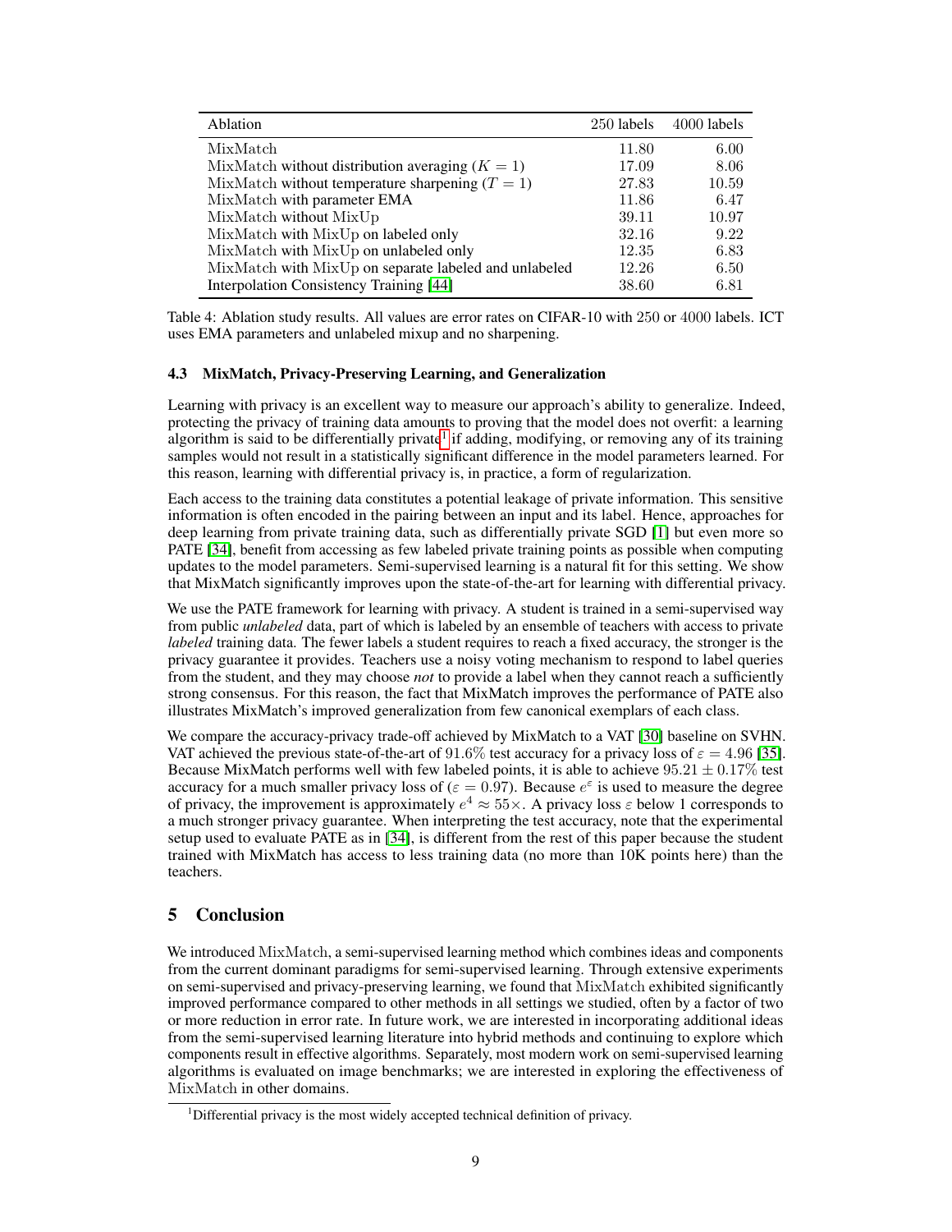| Ablation | 250 labels | 4000 labels |
|---|---|---|
| MixMatch | 11.80 | 6.00 |
| MixMatch without distribution averaging ($K = 1$) | 17.09 | 8.06 |
| MixMatch without temperature sharpening ($T = 1$) | 27.83 | 10.59 |
| MixMatch with parameter EMA | 11.86 | 6.47 |
| MixMatch without MixUp | 39.11 | 10.97 |
| MixMatch with MixUp on labeled only | 32.16 | 9.22 |
| MixMatch with MixUp on unlabeled only | 12.35 | 6.83 |
| MixMatch with MixUp on separate labeled and unlabeled | 12.26 | 6.50 |
| Interpolation Consistency Training [44] | 38.60 | 6.81 |

Table 4: Ablation study results. All values are error rates on CIFAR-10 with 250 or 4000 labels. ICT uses EMA parameters and unlabeled mixup and no sharpening.

### 4.3 MixMatch, Privacy-Preserving Learning, and Generalization

Learning with privacy is an excellent way to measure our approach's ability to generalize. Indeed, protecting the privacy of training data amounts to proving that the model does not overfit: a learning algorithm is said to be differentially private[1] if adding, modifying, or removing any of its training samples would not result in a statistically significant difference in the model parameters learned. For this reason, learning with differential privacy is, in practice, a form of regularization.

Each access to the training data constitutes a potential leakage of private information. This sensitive information is often encoded in the pairing between an input and its label. Hence, approaches for deep learning from private training data, such as differentially private SGD [1] but even more so PATE [34], benefit from accessing as few labeled private training points as possible when computing updates to the model parameters. Semi-supervised learning is a natural fit for this setting. We show that MixMatch significantly improves upon the state-of-the-art for learning with differential privacy.

We use the PATE framework for learning with privacy. A student is trained in a semi-supervised way from public *unlabeled* data, part of which is labeled by an ensemble of teachers with access to private *labeled* training data. The fewer labels a student requires to reach a fixed accuracy, the stronger is the privacy guarantee it provides. Teachers use a noisy voting mechanism to respond to label queries from the student, and they may choose *not* to provide a label when they cannot reach a sufficiently strong consensus. For this reason, the fact that MixMatch improves the performance of PATE also illustrates MixMatch's improved generalization from few canonical exemplars of each class.

We compare the accuracy-privacy trade-off achieved by MixMatch to a VAT [30] baseline on SVHN. VAT achieved the previous state-of-the-art of 91.6% test accuracy for a privacy loss of $\varepsilon = 4.96$ [35]. Because MixMatch performs well with few labeled points, it is able to achieve $95.21 \pm 0.17\%$ test accuracy for a much smaller privacy loss of ($\varepsilon = 0.97$). Because $e^{\varepsilon}$ is used to measure the degree of privacy, the improvement is approximately $e^4 \approx 55\times$. A privacy loss $\varepsilon$ below 1 corresponds to a much stronger privacy guarantee. When interpreting the test accuracy, note that the experimental setup used to evaluate PATE as in [34], is different from the rest of this paper because the student trained with MixMatch has access to less training data (no more than 10K points here) than the teachers.

## 5 Conclusion

We introduced MixMatch, a semi-supervised learning method which combines ideas and components from the current dominant paradigms for semi-supervised learning. Through extensive experiments on semi-supervised and privacy-preserving learning, we found that MixMatch exhibited significantly improved performance compared to other methods in all settings we studied, often by a factor of two or more reduction in error rate. In future work, we are interested in incorporating additional ideas from the semi-supervised learning literature into hybrid methods and continuing to explore which components result in effective algorithms. Separately, most modern work on semi-supervised learning algorithms is evaluated on image benchmarks; we are interested in exploring the effectiveness of MixMatch in other domains.

[1] Differential privacy is the most widely accepted technical definition of privacy.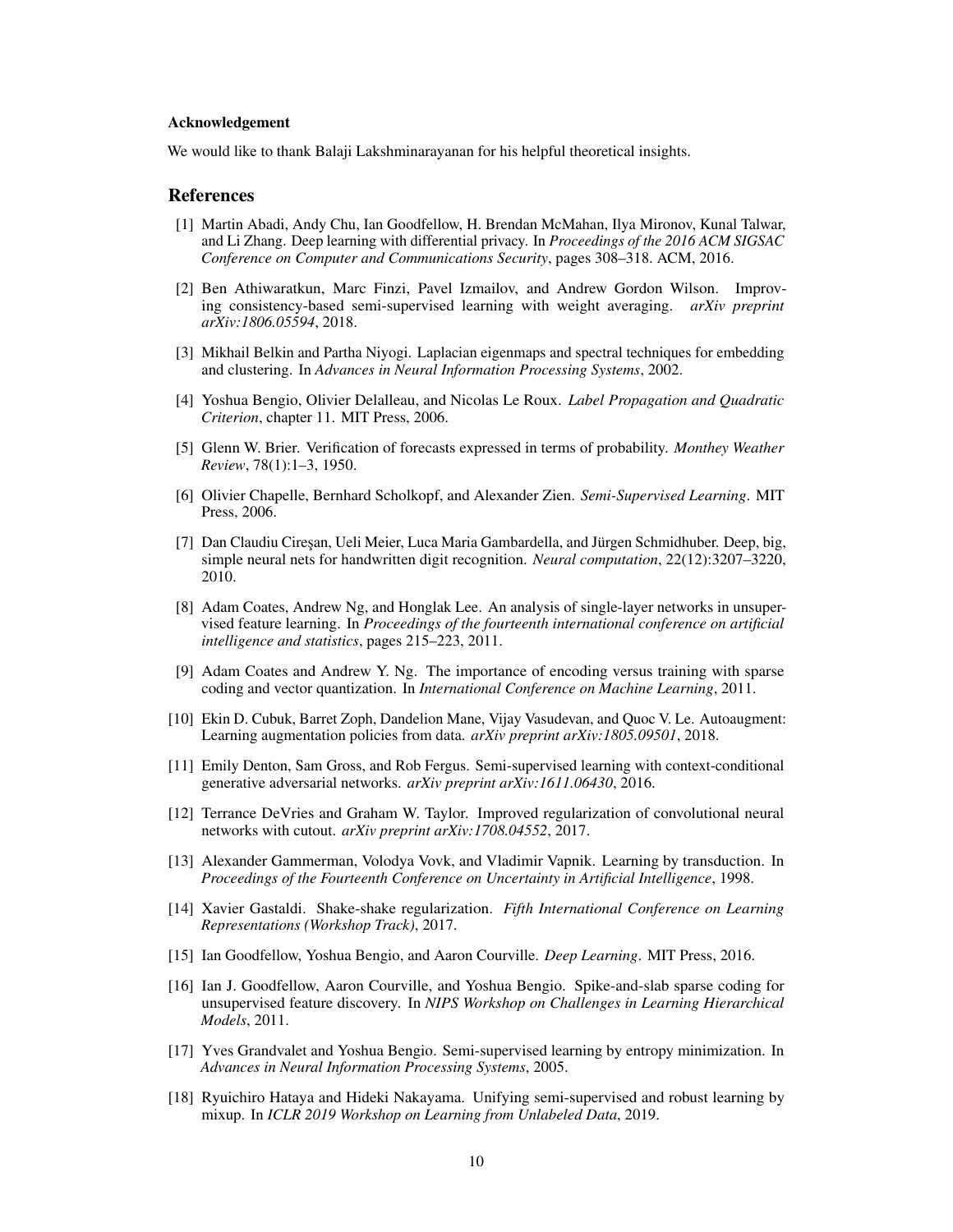#### Acknowledgement

We would like to thank Balaji Lakshminarayanan for his helpful theoretical insights.

## References

[1] Martin Abadi, Andy Chu, Ian Goodfellow, H. Brendan McMahan, Ilya Mironov, Kunal Talwar, and Li Zhang. Deep learning with differential privacy. In *Proceedings of the 2016 ACM SIGSAC Conference on Computer and Communications Security*, pages 308–318. ACM, 2016.

[2] Ben Athiwaratkun, Marc Finzi, Pavel Izmailov, and Andrew Gordon Wilson. Improving consistency-based semi-supervised learning with weight averaging. *arXiv preprint arXiv:1806.05594*, 2018.

[3] Mikhail Belkin and Partha Niyogi. Laplacian eigenmaps and spectral techniques for embedding and clustering. In *Advances in Neural Information Processing Systems*, 2002.

[4] Yoshua Bengio, Olivier Delalleau, and Nicolas Le Roux. *Label Propagation and Quadratic Criterion*, chapter 11. MIT Press, 2006.

[5] Glenn W. Brier. Verification of forecasts expressed in terms of probability. *Monthey Weather Review*, 78(1):1–3, 1950.

[6] Olivier Chapelle, Bernhard Scholkopf, and Alexander Zien. *Semi-Supervised Learning*. MIT Press, 2006.

[7] Dan Claudiu Cireşan, Ueli Meier, Luca Maria Gambardella, and Jürgen Schmidhuber. Deep, big, simple neural nets for handwritten digit recognition. *Neural computation*, 22(12):3207–3220, 2010.

[8] Adam Coates, Andrew Ng, and Honglak Lee. An analysis of single-layer networks in unsupervised feature learning. In *Proceedings of the fourteenth international conference on artificial intelligence and statistics*, pages 215–223, 2011.

[9] Adam Coates and Andrew Y. Ng. The importance of encoding versus training with sparse coding and vector quantization. In *International Conference on Machine Learning*, 2011.

[10] Ekin D. Cubuk, Barret Zoph, Dandelion Mane, Vijay Vasudevan, and Quoc V. Le. Autoaugment: Learning augmentation policies from data. *arXiv preprint arXiv:1805.09501*, 2018.

[11] Emily Denton, Sam Gross, and Rob Fergus. Semi-supervised learning with context-conditional generative adversarial networks. *arXiv preprint arXiv:1611.06430*, 2016.

[12] Terrance DeVries and Graham W. Taylor. Improved regularization of convolutional neural networks with cutout. *arXiv preprint arXiv:1708.04552*, 2017.

[13] Alexander Gammerman, Volodya Vovk, and Vladimir Vapnik. Learning by transduction. In *Proceedings of the Fourteenth Conference on Uncertainty in Artificial Intelligence*, 1998.

[14] Xavier Gastaldi. Shake-shake regularization. *Fifth International Conference on Learning Representations (Workshop Track)*, 2017.

[15] Ian Goodfellow, Yoshua Bengio, and Aaron Courville. *Deep Learning*. MIT Press, 2016.

[16] Ian J. Goodfellow, Aaron Courville, and Yoshua Bengio. Spike-and-slab sparse coding for unsupervised feature discovery. In *NIPS Workshop on Challenges in Learning Hierarchical Models*, 2011.

[17] Yves Grandvalet and Yoshua Bengio. Semi-supervised learning by entropy minimization. In *Advances in Neural Information Processing Systems*, 2005.

[18] Ryuichiro Hataya and Hideki Nakayama. Unifying semi-supervised and robust learning by mixup. In *ICLR 2019 Workshop on Learning from Unlabeled Data*, 2019.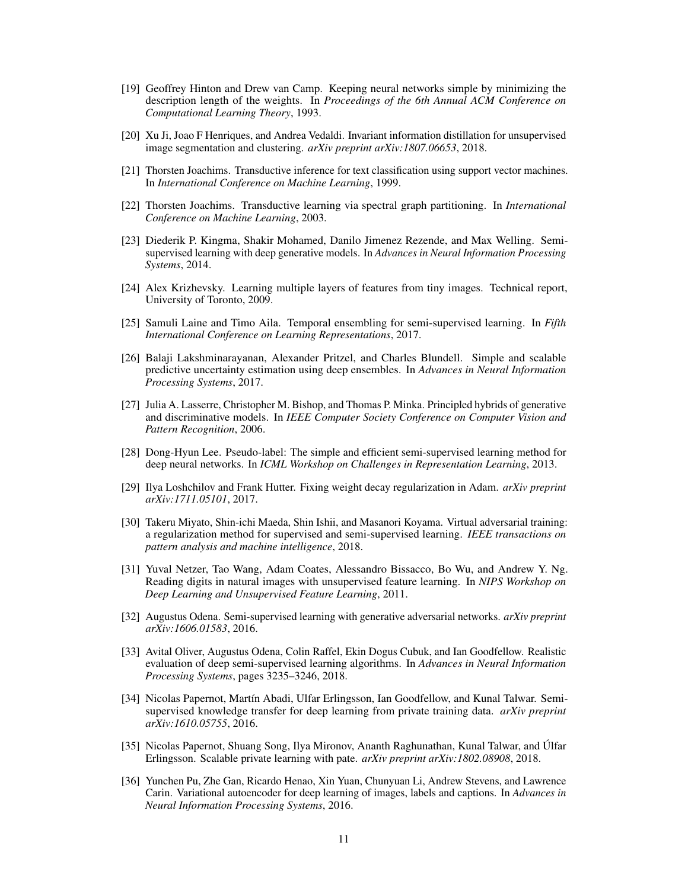[19] Geoffrey Hinton and Drew van Camp. Keeping neural networks simple by minimizing the description length of the weights. In *Proceedings of the 6th Annual ACM Conference on Computational Learning Theory*, 1993.

[20] Xu Ji, Joao F Henriques, and Andrea Vedaldi. Invariant information distillation for unsupervised image segmentation and clustering. *arXiv preprint arXiv:1807.06653*, 2018.

[21] Thorsten Joachims. Transductive inference for text classification using support vector machines. In *International Conference on Machine Learning*, 1999.

[22] Thorsten Joachims. Transductive learning via spectral graph partitioning. In *International Conference on Machine Learning*, 2003.

[23] Diederik P. Kingma, Shakir Mohamed, Danilo Jimenez Rezende, and Max Welling. Semi-supervised learning with deep generative models. In *Advances in Neural Information Processing Systems*, 2014.

[24] Alex Krizhevsky. Learning multiple layers of features from tiny images. Technical report, University of Toronto, 2009.

[25] Samuli Laine and Timo Aila. Temporal ensembling for semi-supervised learning. In *Fifth International Conference on Learning Representations*, 2017.

[26] Balaji Lakshminarayanan, Alexander Pritzel, and Charles Blundell. Simple and scalable predictive uncertainty estimation using deep ensembles. In *Advances in Neural Information Processing Systems*, 2017.

[27] Julia A. Lasserre, Christopher M. Bishop, and Thomas P. Minka. Principled hybrids of generative and discriminative models. In *IEEE Computer Society Conference on Computer Vision and Pattern Recognition*, 2006.

[28] Dong-Hyun Lee. Pseudo-label: The simple and efficient semi-supervised learning method for deep neural networks. In *ICML Workshop on Challenges in Representation Learning*, 2013.

[29] Ilya Loshchilov and Frank Hutter. Fixing weight decay regularization in Adam. *arXiv preprint arXiv:1711.05101*, 2017.

[30] Takeru Miyato, Shin-ichi Maeda, Shin Ishii, and Masanori Koyama. Virtual adversarial training: a regularization method for supervised and semi-supervised learning. *IEEE transactions on pattern analysis and machine intelligence*, 2018.

[31] Yuval Netzer, Tao Wang, Adam Coates, Alessandro Bissacco, Bo Wu, and Andrew Y. Ng. Reading digits in natural images with unsupervised feature learning. In *NIPS Workshop on Deep Learning and Unsupervised Feature Learning*, 2011.

[32] Augustus Odena. Semi-supervised learning with generative adversarial networks. *arXiv preprint arXiv:1606.01583*, 2016.

[33] Avital Oliver, Augustus Odena, Colin Raffel, Ekin Dogus Cubuk, and Ian Goodfellow. Realistic evaluation of deep semi-supervised learning algorithms. In *Advances in Neural Information Processing Systems*, pages 3235–3246, 2018.

[34] Nicolas Papernot, Martín Abadi, Ulfar Erlingsson, Ian Goodfellow, and Kunal Talwar. Semi-supervised knowledge transfer for deep learning from private training data. *arXiv preprint arXiv:1610.05755*, 2016.

[35] Nicolas Papernot, Shuang Song, Ilya Mironov, Ananth Raghunathan, Kunal Talwar, and Úlfar Erlingsson. Scalable private learning with pate. *arXiv preprint arXiv:1802.08908*, 2018.

[36] Yunchen Pu, Zhe Gan, Ricardo Henao, Xin Yuan, Chunyuan Li, Andrew Stevens, and Lawrence Carin. Variational autoencoder for deep learning of images, labels and captions. In *Advances in Neural Information Processing Systems*, 2016.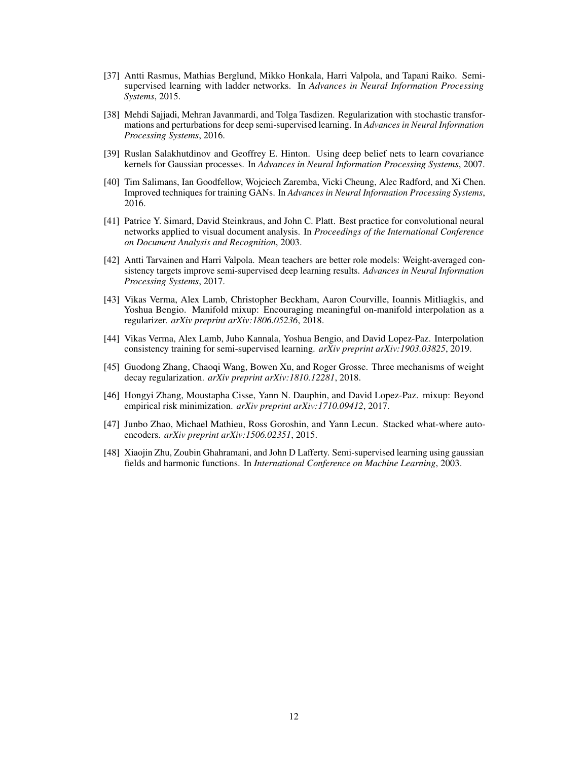[37] Antti Rasmus, Mathias Berglund, Mikko Honkala, Harri Valpola, and Tapani Raiko. Semi-supervised learning with ladder networks. In *Advances in Neural Information Processing Systems*, 2015.

[38] Mehdi Sajjadi, Mehran Javanmardi, and Tolga Tasdizen. Regularization with stochastic transformations and perturbations for deep semi-supervised learning. In *Advances in Neural Information Processing Systems*, 2016.

[39] Ruslan Salakhutdinov and Geoffrey E. Hinton. Using deep belief nets to learn covariance kernels for Gaussian processes. In *Advances in Neural Information Processing Systems*, 2007.

[40] Tim Salimans, Ian Goodfellow, Wojciech Zaremba, Vicki Cheung, Alec Radford, and Xi Chen. Improved techniques for training GANs. In *Advances in Neural Information Processing Systems*, 2016.

[41] Patrice Y. Simard, David Steinkraus, and John C. Platt. Best practice for convolutional neural networks applied to visual document analysis. In *Proceedings of the International Conference on Document Analysis and Recognition*, 2003.

[42] Antti Tarvainen and Harri Valpola. Mean teachers are better role models: Weight-averaged consistency targets improve semi-supervised deep learning results. *Advances in Neural Information Processing Systems*, 2017.

[43] Vikas Verma, Alex Lamb, Christopher Beckham, Aaron Courville, Ioannis Mitliagkis, and Yoshua Bengio. Manifold mixup: Encouraging meaningful on-manifold interpolation as a regularizer. *arXiv preprint arXiv:1806.05236*, 2018.

[44] Vikas Verma, Alex Lamb, Juho Kannala, Yoshua Bengio, and David Lopez-Paz. Interpolation consistency training for semi-supervised learning. *arXiv preprint arXiv:1903.03825*, 2019.

[45] Guodong Zhang, Chaoqi Wang, Bowen Xu, and Roger Grosse. Three mechanisms of weight decay regularization. *arXiv preprint arXiv:1810.12281*, 2018.

[46] Hongyi Zhang, Moustapha Cisse, Yann N. Dauphin, and David Lopez-Paz. mixup: Beyond empirical risk minimization. *arXiv preprint arXiv:1710.09412*, 2017.

[47] Junbo Zhao, Michael Mathieu, Ross Goroshin, and Yann Lecun. Stacked what-where auto-encoders. *arXiv preprint arXiv:1506.02351*, 2015.

[48] Xiaojin Zhu, Zoubin Ghahramani, and John D Lafferty. Semi-supervised learning using gaussian fields and harmonic functions. In *International Conference on Machine Learning*, 2003.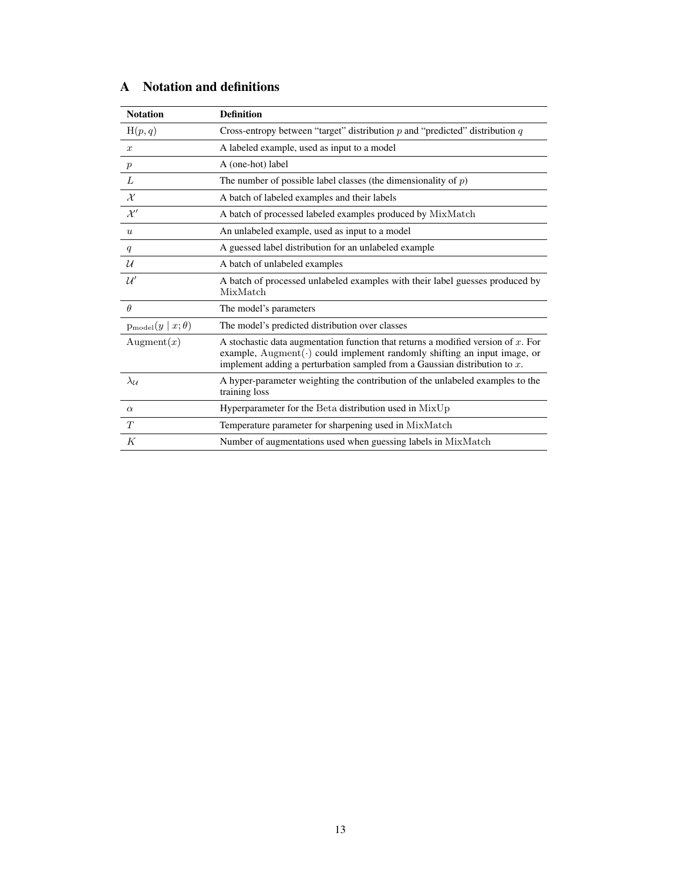# A Notation and definitions

| **Notation** | **Definition** |
| --- | --- |
| $\mathrm{H}(p, q)$ | Cross-entropy between "target" distribution $p$ and "predicted" distribution $q$ |
| $x$ | A labeled example, used as input to a model |
| $p$ | A (one-hot) label |
| $L$ | The number of possible label classes (the dimensionality of $p$) |
| $\mathcal{X}$ | A batch of labeled examples and their labels |
| $\mathcal{X}'$ | A batch of processed labeled examples produced by $\mathrm{MixMatch}$ |
| $u$ | An unlabeled example, used as input to a model |
| $q$ | A guessed label distribution for an unlabeled example |
| $\mathcal{U}$ | A batch of unlabeled examples |
| $\mathcal{U}'$ | A batch of processed unlabeled examples with their label guesses produced by $\mathrm{MixMatch}$ |
| $\theta$ | The model's parameters |
| $\mathrm{p}_{\mathrm{model}}(y \mid x; \theta)$ | The model's predicted distribution over classes |
| $\mathrm{Augment}(x)$ | A stochastic data augmentation function that returns a modified version of $x$. For example, $\mathrm{Augment}(\cdot)$ could implement randomly shifting an input image, or implement adding a perturbation sampled from a Gaussian distribution to $x$. |
| $\lambda_{\mathcal{U}}$ | A hyper-parameter weighting the contribution of the unlabeled examples to the training loss |
| $\alpha$ | Hyperparameter for the $\mathrm{Beta}$ distribution used in $\mathrm{MixUp}$ |
| $T$ | Temperature parameter for sharpening used in $\mathrm{MixMatch}$ |
| $K$ | Number of augmentations used when guessing labels in $\mathrm{MixMatch}$ |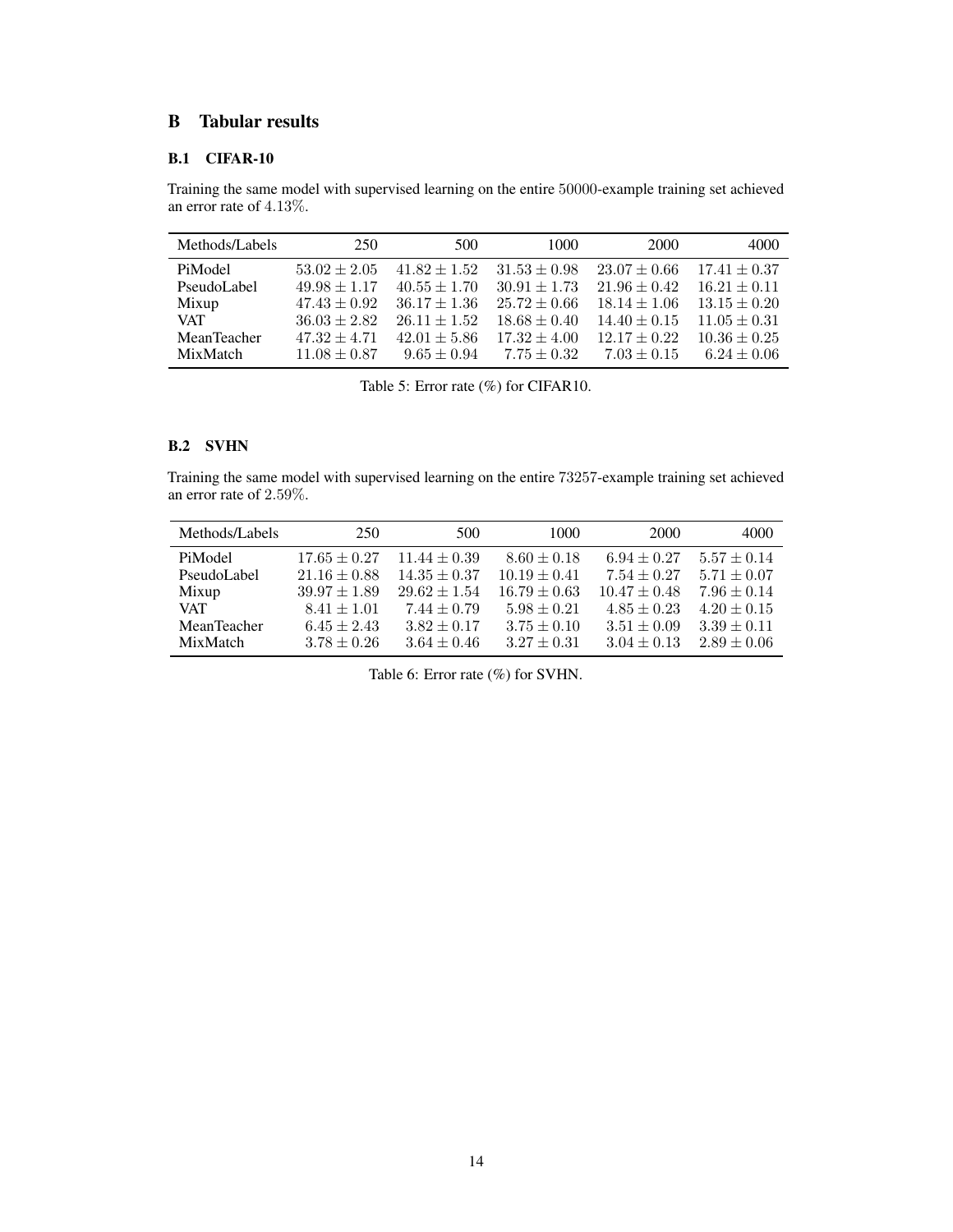# B Tabular results

## B.1 CIFAR-10

Training the same model with supervised learning on the entire 50000-example training set achieved an error rate of 4.13%.

| Methods/Labels | 250 | 500 | 1000 | 2000 | 4000 |
|---|---|---|---|---|---|
| PiModel | $53.02 \pm 2.05$ | $41.82 \pm 1.52$ | $31.53 \pm 0.98$ | $23.07 \pm 0.66$ | $17.41 \pm 0.37$ |
| PseudoLabel | $49.98 \pm 1.17$ | $40.55 \pm 1.70$ | $30.91 \pm 1.73$ | $21.96 \pm 0.42$ | $16.21 \pm 0.11$ |
| Mixup | $47.43 \pm 0.92$ | $36.17 \pm 1.36$ | $25.72 \pm 0.66$ | $18.14 \pm 1.06$ | $13.15 \pm 0.20$ |
| VAT | $36.03 \pm 2.82$ | $26.11 \pm 1.52$ | $18.68 \pm 0.40$ | $14.40 \pm 0.15$ | $11.05 \pm 0.31$ |
| MeanTeacher | $47.32 \pm 4.71$ | $42.01 \pm 5.86$ | $17.32 \pm 4.00$ | $12.17 \pm 0.22$ | $10.36 \pm 0.25$ |
| MixMatch | $11.08 \pm 0.87$ | $9.65 \pm 0.94$ | $7.75 \pm 0.32$ | $7.03 \pm 0.15$ | $6.24 \pm 0.06$ |

Table 5: Error rate (%) for CIFAR10.

## B.2 SVHN

Training the same model with supervised learning on the entire 73257-example training set achieved an error rate of 2.59%.

| Methods/Labels | 250 | 500 | 1000 | 2000 | 4000 |
|---|---|---|---|---|---|
| PiModel | $17.65 \pm 0.27$ | $11.44 \pm 0.39$ | $8.60 \pm 0.18$ | $6.94 \pm 0.27$ | $5.57 \pm 0.14$ |
| PseudoLabel | $21.16 \pm 0.88$ | $14.35 \pm 0.37$ | $10.19 \pm 0.41$ | $7.54 \pm 0.27$ | $5.71 \pm 0.07$ |
| Mixup | $39.97 \pm 1.89$ | $29.62 \pm 1.54$ | $16.79 \pm 0.63$ | $10.47 \pm 0.48$ | $7.96 \pm 0.14$ |
| VAT | $8.41 \pm 1.01$ | $7.44 \pm 0.79$ | $5.98 \pm 0.21$ | $4.85 \pm 0.23$ | $4.20 \pm 0.15$ |
| MeanTeacher | $6.45 \pm 2.43$ | $3.82 \pm 0.17$ | $3.75 \pm 0.10$ | $3.51 \pm 0.09$ | $3.39 \pm 0.11$ |
| MixMatch | $3.78 \pm 0.26$ | $3.64 \pm 0.46$ | $3.27 \pm 0.31$ | $3.04 \pm 0.13$ | $2.89 \pm 0.06$ |

Table 6: Error rate (%) for SVHN.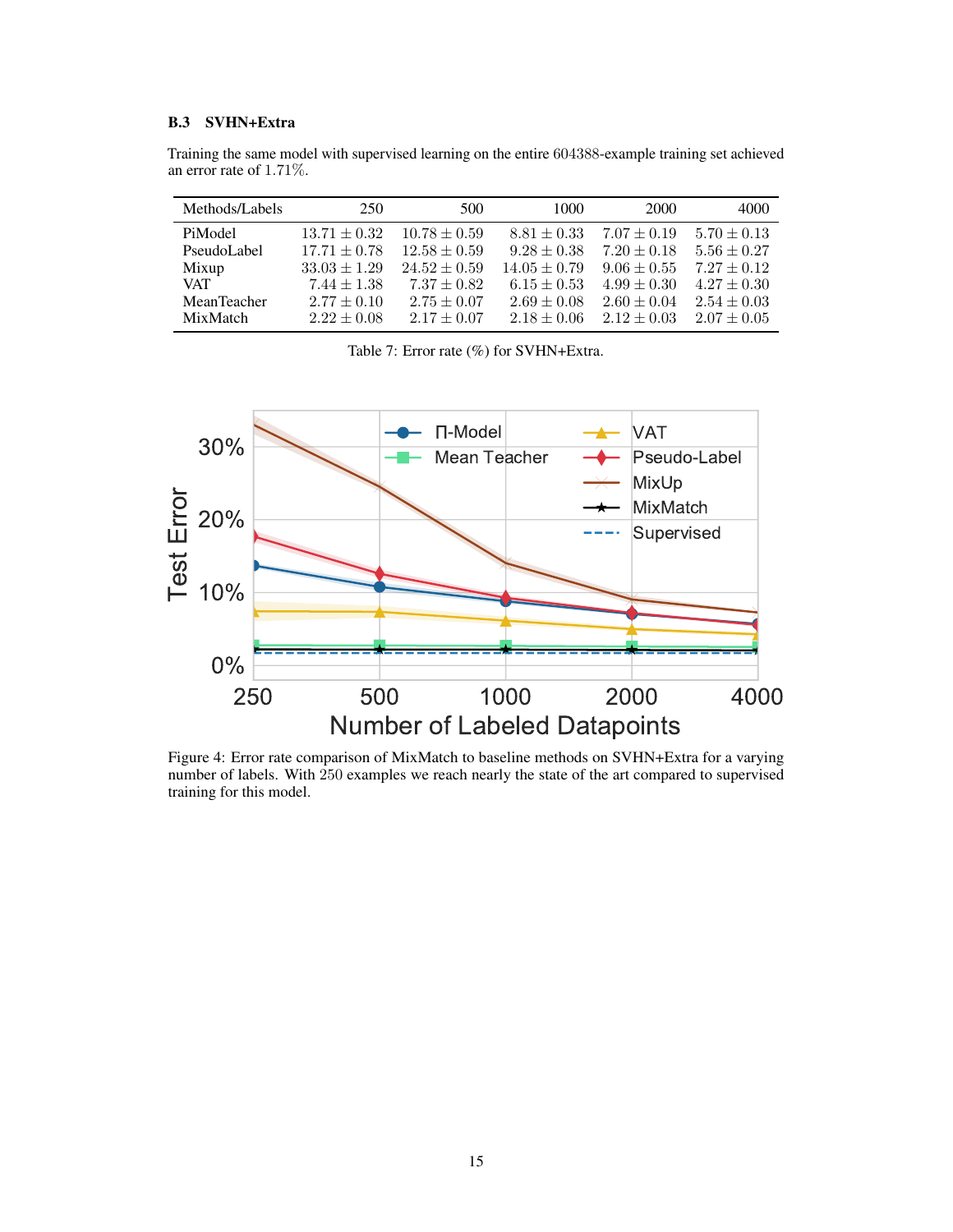### B.3 SVHN+Extra

Training the same model with supervised learning on the entire 604388-example training set achieved an error rate of 1.71%.

| Methods/Labels | 250 | 500 | 1000 | 2000 | 4000 |
|---|---|---|---|---|---|
| PiModel | $13.71 \pm 0.32$ | $10.78 \pm 0.59$ | $8.81 \pm 0.33$ | $7.07 \pm 0.19$ | $5.70 \pm 0.13$ |
| PseudoLabel | $17.71 \pm 0.78$ | $12.58 \pm 0.59$ | $9.28 \pm 0.38$ | $7.20 \pm 0.18$ | $5.56 \pm 0.27$ |
| Mixup | $33.03 \pm 1.29$ | $24.52 \pm 0.59$ | $14.05 \pm 0.79$ | $9.06 \pm 0.55$ | $7.27 \pm 0.12$ |
| VAT | $7.44 \pm 1.38$ | $7.37 \pm 0.82$ | $6.15 \pm 0.53$ | $4.99 \pm 0.30$ | $4.27 \pm 0.30$ |
| MeanTeacher | $2.77 \pm 0.10$ | $2.75 \pm 0.07$ | $2.69 \pm 0.08$ | $2.60 \pm 0.04$ | $2.54 \pm 0.03$ |
| MixMatch | $2.22 \pm 0.08$ | $2.17 \pm 0.07$ | $2.18 \pm 0.06$ | $2.12 \pm 0.03$ | $2.07 \pm 0.05$ |

Table 7: Error rate (%) for SVHN+Extra.

Test Error

30%
20%
10%
0%

250
500
1000
2000
4000

Number of Labeled Datapoints

Π-Model
Mean Teacher
VAT
Pseudo-Label
MixUp
MixMatch
Supervised

Figure 4: Error rate comparison of MixMatch to baseline methods on SVHN+Extra for a varying number of labels. With 250 examples we reach nearly the state of the art compared to supervised training for this model.